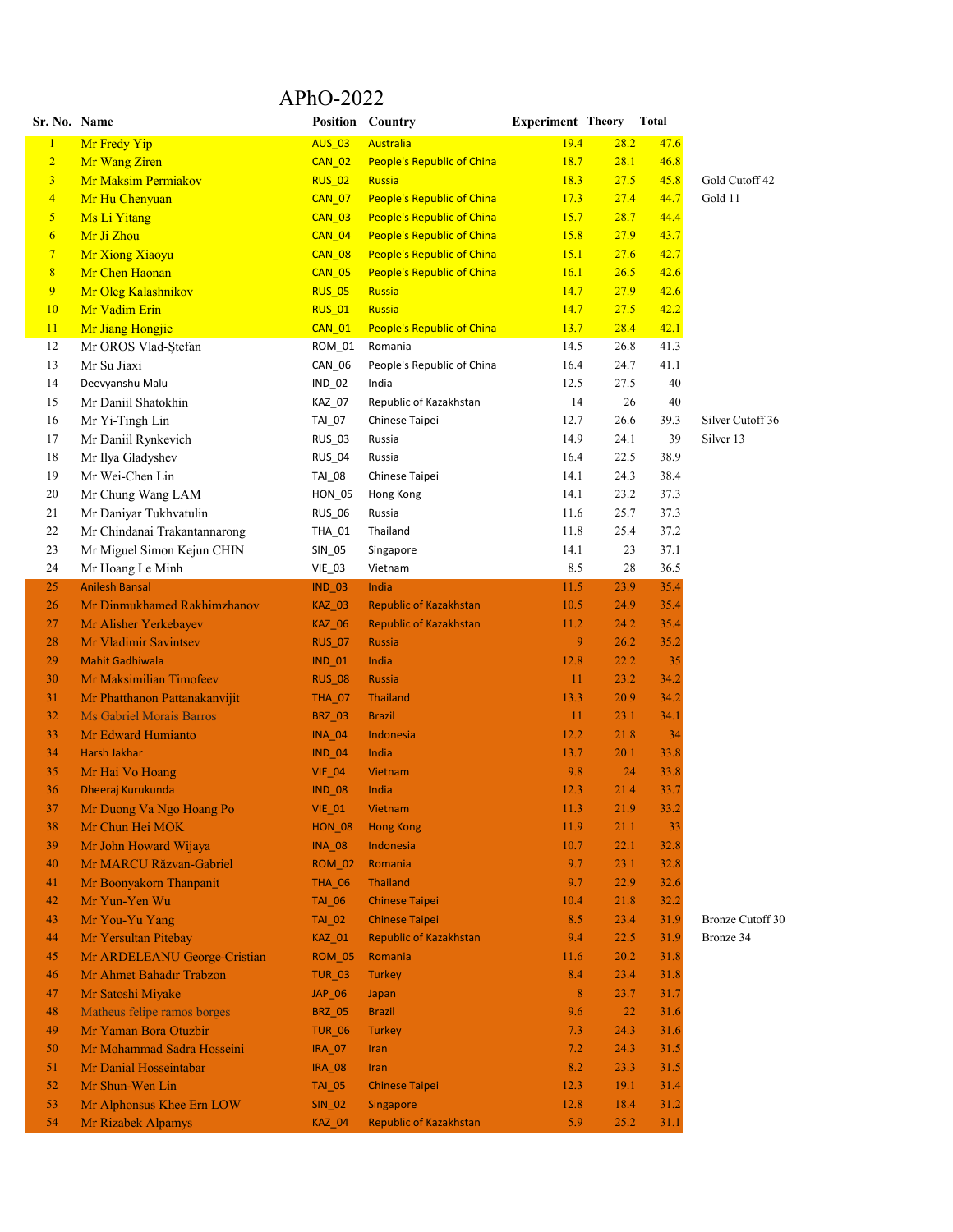# APhO-2022

| Sr. No. | Name | Position | Country | Experiment | Theory | Total | |
|---|---|---|---|---|---|---|---|
| 1 | Mr Fredy Yip | AUS_03 | Australia | 19.4 | 28.2 | 47.6 | |
| 2 | Mr Wang Ziren | CAN_02 | People's Republic of China | 18.7 | 28.1 | 46.8 | |
| 3 | Mr Maksim Permiakov | RUS_02 | Russia | 18.3 | 27.5 | 45.8 | Gold Cutoff 42 |
| 4 | Mr Hu Chenyuan | CAN_07 | People's Republic of China | 17.3 | 27.4 | 44.7 | Gold 11 |
| 5 | Ms Li Yitang | CAN_03 | People's Republic of China | 15.7 | 28.7 | 44.4 | |
| 6 | Mr Ji Zhou | CAN_04 | People's Republic of China | 15.8 | 27.9 | 43.7 | |
| 7 | Mr Xiong Xiaoyu | CAN_08 | People's Republic of China | 15.1 | 27.6 | 42.7 | |
| 8 | Mr Chen Haonan | CAN_05 | People's Republic of China | 16.1 | 26.5 | 42.6 | |
| 9 | Mr Oleg Kalashnikov | RUS_05 | Russia | 14.7 | 27.9 | 42.6 | |
| 10 | Mr Vadim Erin | RUS_01 | Russia | 14.7 | 27.5 | 42.2 | |
| 11 | Mr Jiang Hongjie | CAN_01 | People's Republic of China | 13.7 | 28.4 | 42.1 | |
| 12 | Mr OROS Vlad-Ştefan | ROM_01 | Romania | 14.5 | 26.8 | 41.3 | |
| 13 | Mr Su Jiaxi | CAN_06 | People's Republic of China | 16.4 | 24.7 | 41.1 | |
| 14 | Deevyanshu Malu | IND_02 | India | 12.5 | 27.5 | 40 | |
| 15 | Mr Daniil Shatokhin | KAZ_07 | Republic of Kazakhstan | 14 | 26 | 40 | |
| 16 | Mr Yi-Tingh Lin | TAI_07 | Chinese Taipei | 12.7 | 26.6 | 39.3 | Silver Cutoff 36 |
| 17 | Mr Daniil Rynkevich | RUS_03 | Russia | 14.9 | 24.1 | 39 | Silver 13 |
| 18 | Mr Ilya Gladyshev | RUS_04 | Russia | 16.4 | 22.5 | 38.9 | |
| 19 | Mr Wei-Chen Lin | TAI_08 | Chinese Taipei | 14.1 | 24.3 | 38.4 | |
| 20 | Mr Chung Wang LAM | HON_05 | Hong Kong | 14.1 | 23.2 | 37.3 | |
| 21 | Mr Daniyar Tukhvatulin | RUS_06 | Russia | 11.6 | 25.7 | 37.3 | |
| 22 | Mr Chindanai Trakantannarong | THA_01 | Thailand | 11.8 | 25.4 | 37.2 | |
| 23 | Mr Miguel Simon Kejun CHIN | SIN_05 | Singapore | 14.1 | 23 | 37.1 | |
| 24 | Mr Hoang Le Minh | VIE_03 | Vietnam | 8.5 | 28 | 36.5 | |
| 25 | Anilesh Bansal | IND_03 | India | 11.5 | 23.9 | 35.4 | |
| 26 | Mr Dinmukhamed Rakhimzhanov | KAZ_03 | Republic of Kazakhstan | 10.5 | 24.9 | 35.4 | |
| 27 | Mr Alisher Yerkebayev | KAZ_06 | Republic of Kazakhstan | 11.2 | 24.2 | 35.4 | |
| 28 | Mr Vladimir Savintsev | RUS_07 | Russia | 9 | 26.2 | 35.2 | |
| 29 | Mahit Gadhiwala | IND_01 | India | 12.8 | 22.2 | 35 | |
| 30 | Mr Maksimilian Timofeev | RUS_08 | Russia | 11 | 23.2 | 34.2 | |
| 31 | Mr Phatthanon Pattanakanvijit | THA_07 | Thailand | 13.3 | 20.9 | 34.2 | |
| 32 | Ms Gabriel Morais Barros | BRZ_03 | Brazil | 11 | 23.1 | 34.1 | |
| 33 | Mr Edward Humianto | INA_04 | Indonesia | 12.2 | 21.8 | 34 | |
| 34 | Harsh Jakhar | IND_04 | India | 13.7 | 20.1 | 33.8 | |
| 35 | Mr Hai Vo Hoang | VIE_04 | Vietnam | 9.8 | 24 | 33.8 | |
| 36 | Dheeraj Kurukunda | IND_08 | India | 12.3 | 21.4 | 33.7 | |
| 37 | Mr Duong Va Ngo Hoang Po | VIE_01 | Vietnam | 11.3 | 21.9 | 33.2 | |
| 38 | Mr Chun Hei MOK | HON_08 | Hong Kong | 11.9 | 21.1 | 33 | |
| 39 | Mr John Howard Wijaya | INA_08 | Indonesia | 10.7 | 22.1 | 32.8 | |
| 40 | Mr MARCU Răzvan-Gabriel | ROM_02 | Romania | 9.7 | 23.1 | 32.8 | |
| 41 | Mr Boonyakorn Thanpanit | THA_06 | Thailand | 9.7 | 22.9 | 32.6 | |
| 42 | Mr Yun-Yen Wu | TAI_06 | Chinese Taipei | 10.4 | 21.8 | 32.2 | |
| 43 | Mr You-Yu Yang | TAI_02 | Chinese Taipei | 8.5 | 23.4 | 31.9 | Bronze Cutoff 30 |
| 44 | Mr Yersultan Pitebay | KAZ_01 | Republic of Kazakhstan | 9.4 | 22.5 | 31.9 | Bronze 34 |
| 45 | Mr ARDELEANU George-Cristian | ROM_05 | Romania | 11.6 | 20.2 | 31.8 | |
| 46 | Mr Ahmet Bahadır Trabzon | TUR_03 | Turkey | 8.4 | 23.4 | 31.8 | |
| 47 | Mr Satoshi Miyake | JAP_06 | Japan | 8 | 23.7 | 31.7 | |
| 48 | Matheus felipe ramos borges | BRZ_05 | Brazil | 9.6 | 22 | 31.6 | |
| 49 | Mr Yaman Bora Otuzbir | TUR_06 | Turkey | 7.3 | 24.3 | 31.6 | |
| 50 | Mr Mohammad Sadra Hosseini | IRA_07 | Iran | 7.2 | 24.3 | 31.5 | |
| 51 | Mr Danial Hosseintabar | IRA_08 | Iran | 8.2 | 23.3 | 31.5 | |
| 52 | Mr Shun-Wen Lin | TAI_05 | Chinese Taipei | 12.3 | 19.1 | 31.4 | |
| 53 | Mr Alphonsus Khee Ern LOW | SIN_02 | Singapore | 12.8 | 18.4 | 31.2 | |
| 54 | Mr Rizabek Alpamys | KAZ_04 | Republic of Kazakhstan | 5.9 | 25.2 | 31.1 | |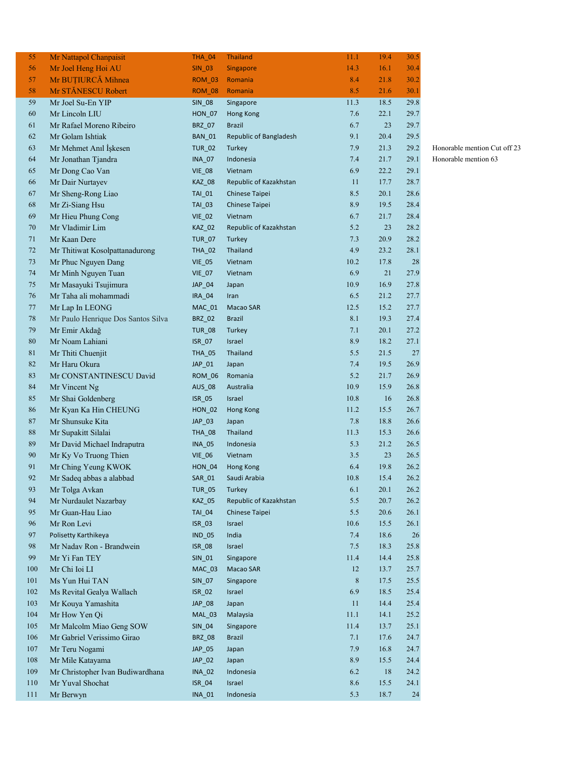| | | | | | | | |
|---|---|---|---|---|---|---|---|
| 55 | Mr Nattapol Chanpaisit | THA_04 | Thailand | 11.1 | 19.4 | 30.5 | |
| 56 | Mr Joel Heng Hoi AU | SIN_03 | Singapore | 14.3 | 16.1 | 30.4 | |
| 57 | Mr BUȚIURCĂ Mihnea | ROM_03 | Romania | 8.4 | 21.8 | 30.2 | |
| 58 | Mr STĂNESCU Robert | ROM_08 | Romania | 8.5 | 21.6 | 30.1 | |
| 59 | Mr Joel Su-En YIP | SIN_08 | Singapore | 11.3 | 18.5 | 29.8 | |
| 60 | Mr Lincoln LIU | HON_07 | Hong Kong | 7.6 | 22.1 | 29.7 | |
| 61 | Mr Rafael Moreno Ribeiro | BRZ_07 | Brazil | 6.7 | 23 | 29.7 | |
| 62 | Mr Golam Ishtiak | BAN_01 | Republic of Bangladesh | 9.1 | 20.4 | 29.5 | |
| 63 | Mr Mehmet Anıl İşkesen | TUR_02 | Turkey | 7.9 | 21.3 | 29.2 | Honorable mention Cut off 23 |
| 64 | Mr Jonathan Tjandra | INA_07 | Indonesia | 7.4 | 21.7 | 29.1 | Honorable mention 63 |
| 65 | Mr Dong Cao Van | VIE_08 | Vietnam | 6.9 | 22.2 | 29.1 | |
| 66 | Mr Dair Nurtayev | KAZ_08 | Republic of Kazakhstan | 11 | 17.7 | 28.7 | |
| 67 | Mr Sheng-Rong Liao | TAI_01 | Chinese Taipei | 8.5 | 20.1 | 28.6 | |
| 68 | Mr Zi-Siang Hsu | TAI_03 | Chinese Taipei | 8.9 | 19.5 | 28.4 | |
| 69 | Mr Hieu Phung Cong | VIE_02 | Vietnam | 6.7 | 21.7 | 28.4 | |
| 70 | Mr Vladimir Lim | KAZ_02 | Republic of Kazakhstan | 5.2 | 23 | 28.2 | |
| 71 | Mr Kaan Dere | TUR_07 | Turkey | 7.3 | 20.9 | 28.2 | |
| 72 | Mr Thitiwat Kosolpattanadurong | THA_02 | Thailand | 4.9 | 23.2 | 28.1 | |
| 73 | Mr Phuc Nguyen Dang | VIE_05 | Vietnam | 10.2 | 17.8 | 28 | |
| 74 | Mr Minh Nguyen Tuan | VIE_07 | Vietnam | 6.9 | 21 | 27.9 | |
| 75 | Mr Masayuki Tsujimura | JAP_04 | Japan | 10.9 | 16.9 | 27.8 | |
| 76 | Mr Taha ali mohammadi | IRA_04 | Iran | 6.5 | 21.2 | 27.7 | |
| 77 | Mr Lap In LEONG | MAC_01 | Macao SAR | 12.5 | 15.2 | 27.7 | |
| 78 | Mr Paulo Henrique Dos Santos Silva | BRZ_02 | Brazil | 8.1 | 19.3 | 27.4 | |
| 79 | Mr Emir Akdağ | TUR_08 | Turkey | 7.1 | 20.1 | 27.2 | |
| 80 | Mr Noam Lahiani | ISR_07 | Israel | 8.9 | 18.2 | 27.1 | |
| 81 | Mr Thiti Chuenjit | THA_05 | Thailand | 5.5 | 21.5 | 27 | |
| 82 | Mr Haru Okura | JAP_01 | Japan | 7.4 | 19.5 | 26.9 | |
| 83 | Mr CONSTANTINESCU David | ROM_06 | Romania | 5.2 | 21.7 | 26.9 | |
| 84 | Mr Vincent Ng | AUS_08 | Australia | 10.9 | 15.9 | 26.8 | |
| 85 | Mr Shai Goldenberg | ISR_05 | Israel | 10.8 | 16 | 26.8 | |
| 86 | Mr Kyan Ka Hin CHEUNG | HON_02 | Hong Kong | 11.2 | 15.5 | 26.7 | |
| 87 | Mr Shunsuke Kita | JAP_03 | Japan | 7.8 | 18.8 | 26.6 | |
| 88 | Mr Supakitt Silalai | THA_08 | Thailand | 11.3 | 15.3 | 26.6 | |
| 89 | Mr David Michael Indraputra | INA_05 | Indonesia | 5.3 | 21.2 | 26.5 | |
| 90 | Mr Ky Vo Truong Thien | VIE_06 | Vietnam | 3.5 | 23 | 26.5 | |
| 91 | Mr Ching Yeung KWOK | HON_04 | Hong Kong | 6.4 | 19.8 | 26.2 | |
| 92 | Mr Sadeq abbas a alabbad | SAR_01 | Saudi Arabia | 10.8 | 15.4 | 26.2 | |
| 93 | Mr Tolga Avkan | TUR_05 | Turkey | 6.1 | 20.1 | 26.2 | |
| 94 | Mr Nurdaulet Nazarbay | KAZ_05 | Republic of Kazakhstan | 5.5 | 20.7 | 26.2 | |
| 95 | Mr Guan-Hau Liao | TAI_04 | Chinese Taipei | 5.5 | 20.6 | 26.1 | |
| 96 | Mr Ron Levi | ISR_03 | Israel | 10.6 | 15.5 | 26.1 | |
| 97 | Polisetty Karthikeya | IND_05 | India | 7.4 | 18.6 | 26 | |
| 98 | Mr Nadav Ron - Brandwein | ISR_08 | Israel | 7.5 | 18.3 | 25.8 | |
| 99 | Mr Yi Fan TEY | SIN_01 | Singapore | 11.4 | 14.4 | 25.8 | |
| 100 | Mr Chi Ioi LI | MAC_03 | Macao SAR | 12 | 13.7 | 25.7 | |
| 101 | Ms Yun Hui TAN | SIN_07 | Singapore | 8 | 17.5 | 25.5 | |
| 102 | Ms Revital Gealya Wallach | ISR_02 | Israel | 6.9 | 18.5 | 25.4 | |
| 103 | Mr Kouya Yamashita | JAP_08 | Japan | 11 | 14.4 | 25.4 | |
| 104 | Mr How Yen Qi | MAL_03 | Malaysia | 11.1 | 14.1 | 25.2 | |
| 105 | Mr Malcolm Miao Geng SOW | SIN_04 | Singapore | 11.4 | 13.7 | 25.1 | |
| 106 | Mr Gabriel Verissimo Girao | BRZ_08 | Brazil | 7.1 | 17.6 | 24.7 | |
| 107 | Mr Teru Nogami | JAP_05 | Japan | 7.9 | 16.8 | 24.7 | |
| 108 | Mr Mile Katayama | JAP_02 | Japan | 8.9 | 15.5 | 24.4 | |
| 109 | Mr Christopher Ivan Budiwardhana | INA_02 | Indonesia | 6.2 | 18 | 24.2 | |
| 110 | Mr Yuval Shochat | ISR_04 | Israel | 8.6 | 15.5 | 24.1 | |
| 111 | Mr Berwyn | INA_01 | Indonesia | 5.3 | 18.7 | 24 | |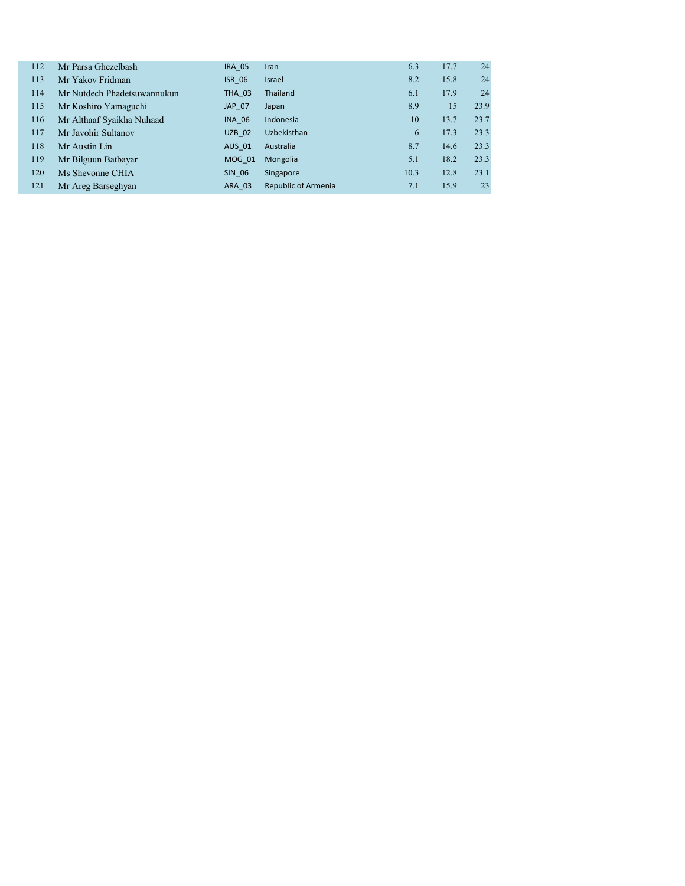| | | | | | | |
|---|---|---|---|---|---|---|
| 112 | Mr Parsa Ghezelbash | IRA_05 | Iran | 6.3 | 17.7 | 24 |
| 113 | Mr Yakov Fridman | ISR_06 | Israel | 8.2 | 15.8 | 24 |
| 114 | Mr Nutdech Phadetsuwannukun | THA_03 | Thailand | 6.1 | 17.9 | 24 |
| 115 | Mr Koshiro Yamaguchi | JAP_07 | Japan | 8.9 | 15 | 23.9 |
| 116 | Mr Althaaf Syaikha Nuhaad | INA_06 | Indonesia | 10 | 13.7 | 23.7 |
| 117 | Mr Javohir Sultanov | UZB_02 | Uzbekisthan | 6 | 17.3 | 23.3 |
| 118 | Mr Austin Lin | AUS_01 | Australia | 8.7 | 14.6 | 23.3 |
| 119 | Mr Bilguun Batbayar | MOG_01 | Mongolia | 5.1 | 18.2 | 23.3 |
| 120 | Ms Shevonne CHIA | SIN_06 | Singapore | 10.3 | 12.8 | 23.1 |
| 121 | Mr Areg Barseghyan | ARA_03 | Republic of Armenia | 7.1 | 15.9 | 23 |